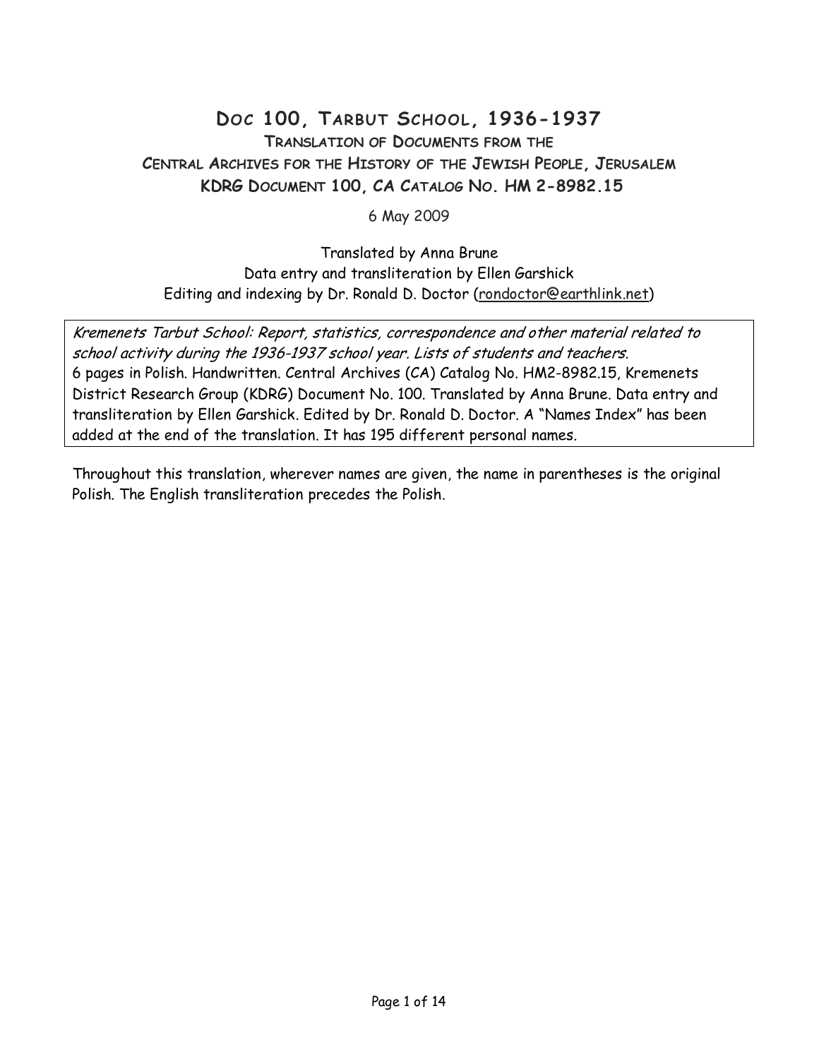# Doc 100, Tarbut School, 1936-1937

## Translation of Documents from the Central Archives for the History of the Jewish People, Jerusalem

## KDRG Document 100, CA Catalog No. HM 2-8982.15

6 May 2009

Translated by Anna Brune
Data entry and transliteration by Ellen Garshick
Editing and indexing by Dr. Ronald D. Doctor (rondoctor@earthlink.net)

*Kremenets Tarbut School: Report, statistics, correspondence and other material related to school activity during the 1936-1937 school year. Lists of students and teachers.*
6 pages in Polish. Handwritten. Central Archives (CA) Catalog No. HM2-8982.15, Kremenets District Research Group (KDRG) Document No. 100. Translated by Anna Brune. Data entry and transliteration by Ellen Garshick. Edited by Dr. Ronald D. Doctor. A "Names Index" has been added at the end of the translation. It has 195 different personal names.

Throughout this translation, wherever names are given, the name in parentheses is the original Polish. The English transliteration precedes the Polish.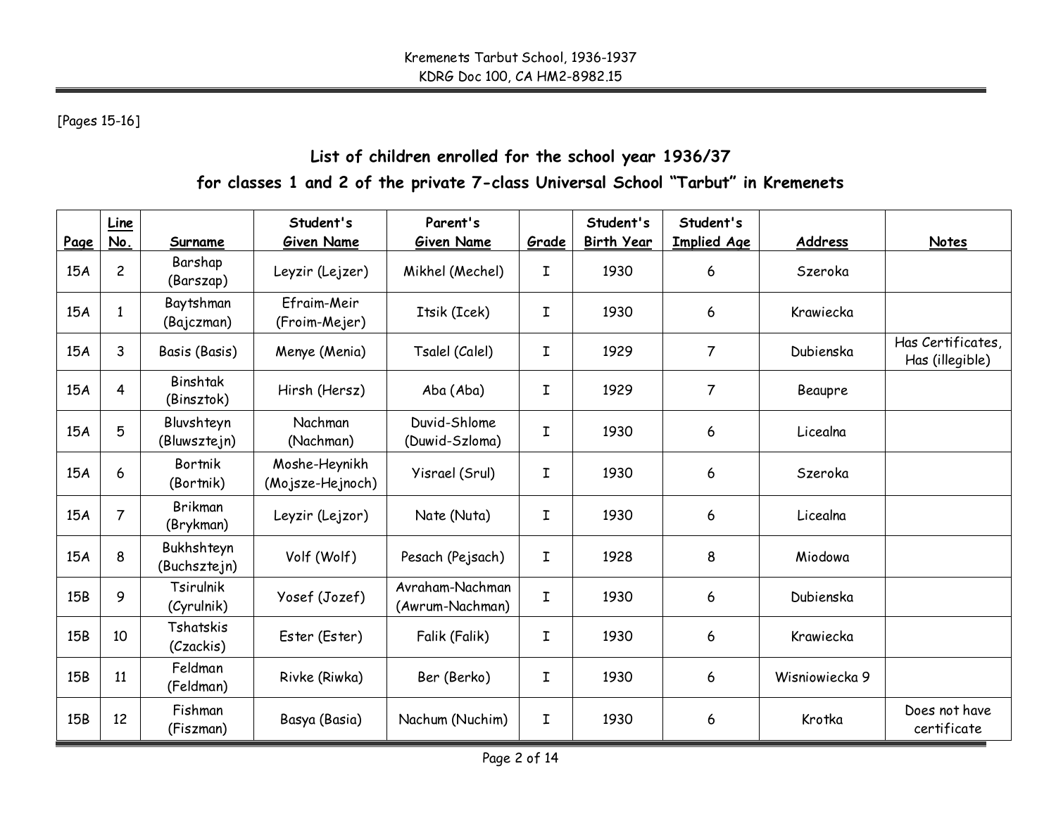Kremenets Tarbut School, 1936-1937
KDRG Doc 100, CA HM2-8982.15

[Pages 15-16]

## List of children enrolled for the school year 1936/37
## for classes 1 and 2 of the private 7-class Universal School "Tarbut" in Kremenets

| Page | Line No. | Surname | Student's Given Name | Parent's Given Name | Grade | Student's Birth Year | Student's Implied Age | Address | Notes |
|---|---|---|---|---|---|---|---|---|---|
| 15A | 2 | Barshap (Barszap) | Leyzir (Lejzer) | Mikhel (Mechel) | I | 1930 | 6 | Szeroka | |
| 15A | 1 | Baytshman (Bajczman) | Efraim-Meir (Froim-Mejer) | Itsik (Icek) | I | 1930 | 6 | Krawiecka | |
| 15A | 3 | Basis (Basis) | Menye (Menia) | Tsalel (Calel) | I | 1929 | 7 | Dubienska | Has Certificates, Has (illegible) |
| 15A | 4 | Binshtak (Binsztok) | Hirsh (Hersz) | Aba (Aba) | I | 1929 | 7 | Beaupre | |
| 15A | 5 | Bluvshteyn (Bluwsztejn) | Nachman (Nachman) | Duvid-Shlome (Duwid-Szloma) | I | 1930 | 6 | Licealna | |
| 15A | 6 | Bortnik (Bortnik) | Moshe-Heynikh (Mojsze-Hejnoch) | Yisrael (Srul) | I | 1930 | 6 | Szeroka | |
| 15A | 7 | Brikman (Brykman) | Leyzir (Lejzor) | Nate (Nuta) | I | 1930 | 6 | Licealna | |
| 15A | 8 | Bukhshteyn (Buchsztejn) | Volf (Wolf) | Pesach (Pejsach) | I | 1928 | 8 | Miodowa | |
| 15B | 9 | Tsirulnik (Cyrulnik) | Yosef (Jozef) | Avraham-Nachman (Awrum-Nachman) | I | 1930 | 6 | Dubienska | |
| 15B | 10 | Tshatskis (Czackis) | Ester (Ester) | Falik (Falik) | I | 1930 | 6 | Krawiecka | |
| 15B | 11 | Feldman (Feldman) | Rivke (Riwka) | Ber (Berko) | I | 1930 | 6 | Wisniowiecka 9 | |
| 15B | 12 | Fishman (Fiszman) | Basya (Basia) | Nachum (Nuchim) | I | 1930 | 6 | Krotka | Does not have certificate |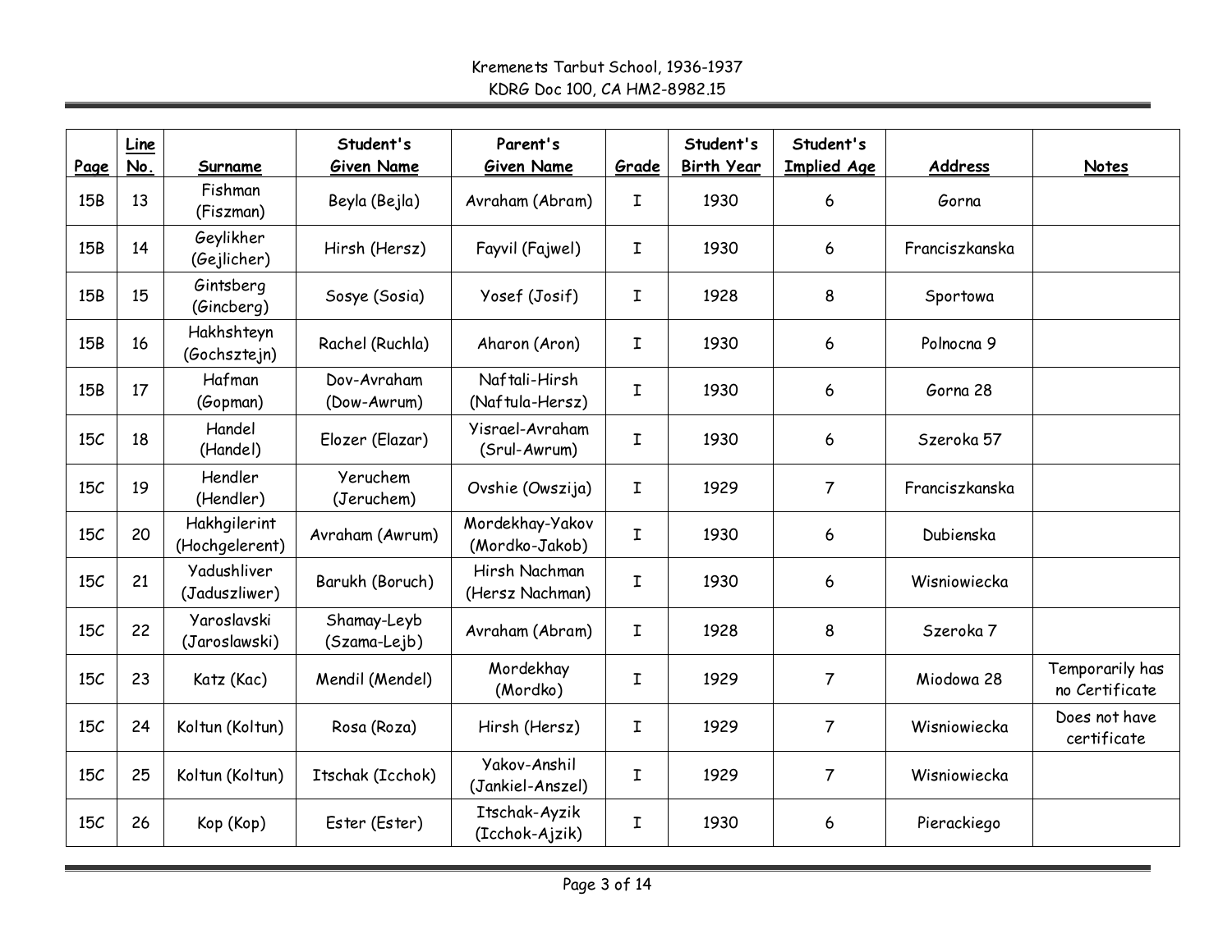| Page | Line No. | Surname | Student's Given Name | Parent's Given Name | Grade | Student's Birth Year | Student's Implied Age | Address | Notes |
|---|---|---|---|---|---|---|---|---|---|
| 15B | 13 | Fishman (Fiszman) | Beyla (Bejla) | Avraham (Abram) | I | 1930 | 6 | Gorna | |
| 15B | 14 | Geylikher (Gejlicher) | Hirsh (Hersz) | Fayvil (Fajwel) | I | 1930 | 6 | Franciszkanska | |
| 15B | 15 | Gintsberg (Gincberg) | Sosye (Sosia) | Yosef (Josif) | I | 1928 | 8 | Sportowa | |
| 15B | 16 | Hakhshteyn (Gochsztejn) | Rachel (Ruchla) | Aharon (Aron) | I | 1930 | 6 | Polnocna 9 | |
| 15B | 17 | Hafman (Gopman) | Dov-Avraham (Dow-Awrum) | Naftali-Hirsh (Naftula-Hersz) | I | 1930 | 6 | Gorna 28 | |
| 15C | 18 | Handel (Handel) | Elozer (Elazar) | Yisrael-Avraham (Srul-Awrum) | I | 1930 | 6 | Szeroka 57 | |
| 15C | 19 | Hendler (Hendler) | Yeruchem (Jeruchem) | Ovshie (Owszija) | I | 1929 | 7 | Franciszkanska | |
| 15C | 20 | Hakhgilerint (Hochgelerent) | Avraham (Awrum) | Mordekhay-Yakov (Mordko-Jakob) | I | 1930 | 6 | Dubienska | |
| 15C | 21 | Yadushliver (Jaduszliwer) | Barukh (Boruch) | Hirsh Nachman (Hersz Nachman) | I | 1930 | 6 | Wisniowiecka | |
| 15C | 22 | Yaroslavski (Jaroslawski) | Shamay-Leyb (Szama-Lejb) | Avraham (Abram) | I | 1928 | 8 | Szeroka 7 | |
| 15C | 23 | Katz (Kac) | Mendil (Mendel) | Mordekhay (Mordko) | I | 1929 | 7 | Miodowa 28 | Temporarily has no Certificate |
| 15C | 24 | Koltun (Koltun) | Rosa (Roza) | Hirsh (Hersz) | I | 1929 | 7 | Wisniowiecka | Does not have certificate |
| 15C | 25 | Koltun (Koltun) | Itschak (Icchok) | Yakov-Anshil (Jankiel-Anszel) | I | 1929 | 7 | Wisniowiecka | |
| 15C | 26 | Kop (Kop) | Ester (Ester) | Itschak-Ayzik (Icchok-Ajzik) | I | 1930 | 6 | Pierackiego | |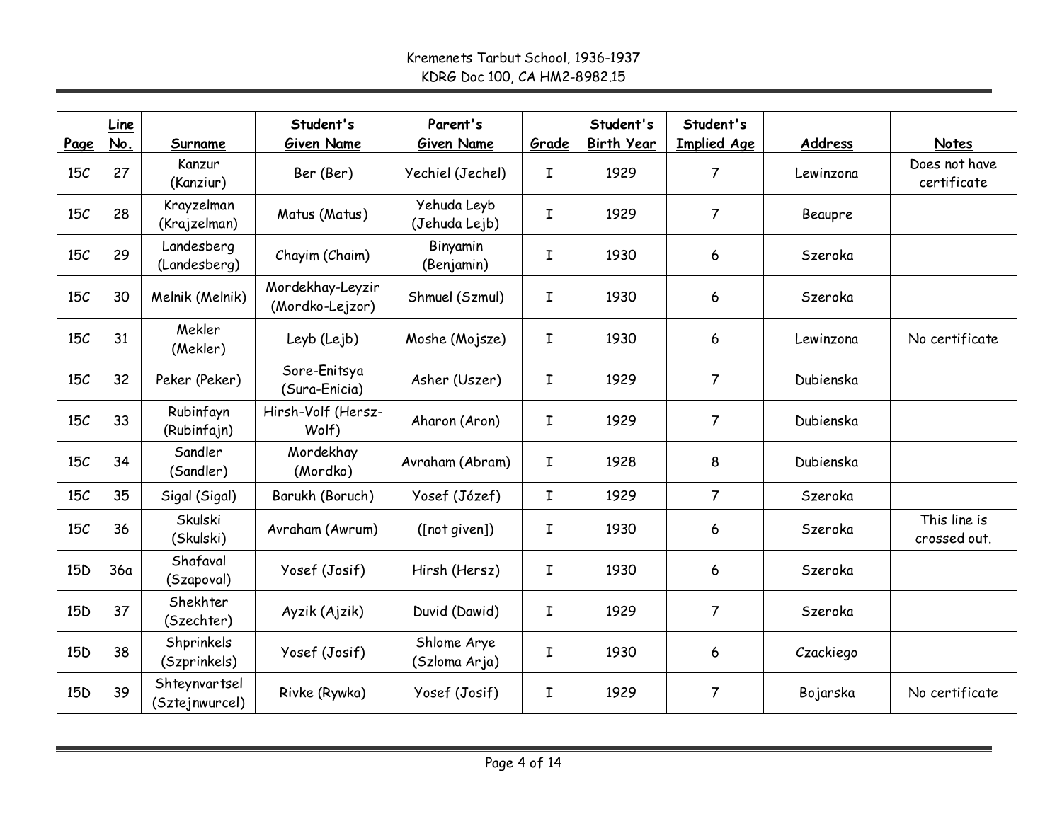| Page | Line No. | Surname | Student's Given Name | Parent's Given Name | Grade | Student's Birth Year | Student's Implied Age | Address | Notes |
|---|---|---|---|---|---|---|---|---|---|
| 15C | 27 | Kanzur (Kanziur) | Ber (Ber) | Yechiel (Jechel) | I | 1929 | 7 | Lewinzona | Does not have certificate |
| 15C | 28 | Krayzelman (Krajzelman) | Matus (Matus) | Yehuda Leyb (Jehuda Lejb) | I | 1929 | 7 | Beaupre | |
| 15C | 29 | Landesberg (Landesberg) | Chayim (Chaim) | Binyamin (Benjamin) | I | 1930 | 6 | Szeroka | |
| 15C | 30 | Melnik (Melnik) | Mordekhay-Leyzir (Mordko-Lejzor) | Shmuel (Szmul) | I | 1930 | 6 | Szeroka | |
| 15C | 31 | Mekler (Mekler) | Leyb (Lejb) | Moshe (Mojsze) | I | 1930 | 6 | Lewinzona | No certificate |
| 15C | 32 | Peker (Peker) | Sore-Enitsya (Sura-Enicia) | Asher (Uszer) | I | 1929 | 7 | Dubienska | |
| 15C | 33 | Rubinfayn (Rubinfajn) | Hirsh-Volf (Hersz-Wolf) | Aharon (Aron) | I | 1929 | 7 | Dubienska | |
| 15C | 34 | Sandler (Sandler) | Mordekhay (Mordko) | Avraham (Abram) | I | 1928 | 8 | Dubienska | |
| 15C | 35 | Sigal (Sigal) | Barukh (Boruch) | Yosef (Józef) | I | 1929 | 7 | Szeroka | |
| 15C | 36 | Skulski (Skulski) | Avraham (Awrum) | ([not given]) | I | 1930 | 6 | Szeroka | This line is crossed out. |
| 15D | 36a | Shafaval (Szapoval) | Yosef (Josif) | Hirsh (Hersz) | I | 1930 | 6 | Szeroka | |
| 15D | 37 | Shekhter (Szechter) | Ayzik (Ajzik) | Duvid (Dawid) | I | 1929 | 7 | Szeroka | |
| 15D | 38 | Shprinkels (Szprinkels) | Yosef (Josif) | Shlome Arye (Szloma Arja) | I | 1930 | 6 | Czackiego | |
| 15D | 39 | Shteynvartsel (Sztejnwurcel) | Rivke (Rywka) | Yosef (Josif) | I | 1929 | 7 | Bojarska | No certificate |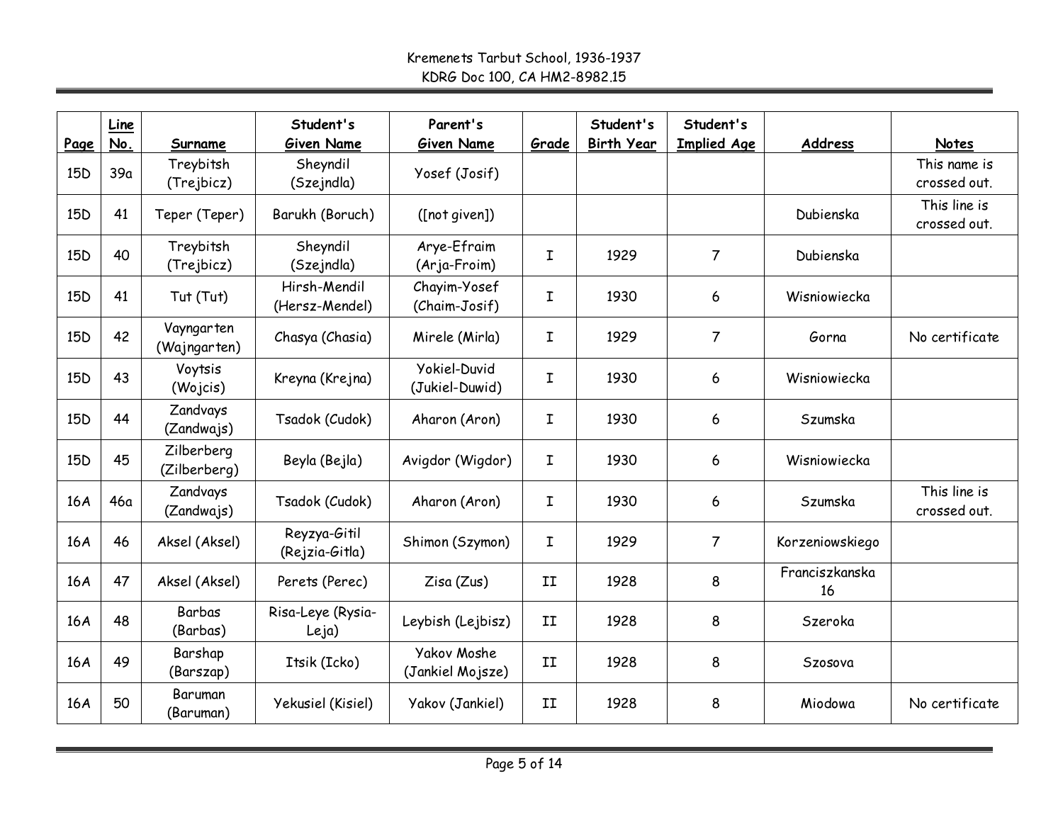| Page | Line No. | Surname | Student's Given Name | Parent's Given Name | Grade | Student's Birth Year | Student's Implied Age | Address | Notes |
|---|---|---|---|---|---|---|---|---|---|
| 15D | 39a | Treybitsh (Trejbicz) | Sheyndil (Szejndla) | Yosef (Josif) | | | | | This name is crossed out. |
| 15D | 41 | Teper (Teper) | Barukh (Boruch) | ([not given]) | | | | Dubienska | This line is crossed out. |
| 15D | 40 | Treybitsh (Trejbicz) | Sheyndil (Szejndla) | Arye-Efraim (Arja-Froim) | I | 1929 | 7 | Dubienska | |
| 15D | 41 | Tut (Tut) | Hirsh-Mendil (Hersz-Mendel) | Chayim-Yosef (Chaim-Josif) | I | 1930 | 6 | Wisniowiecka | |
| 15D | 42 | Vayngarten (Wajngarten) | Chasya (Chasia) | Mirele (Mirla) | I | 1929 | 7 | Gorna | No certificate |
| 15D | 43 | Voytsis (Wojcis) | Kreyna (Krejna) | Yokiel-Duvid (Jukiel-Duwid) | I | 1930 | 6 | Wisniowiecka | |
| 15D | 44 | Zandvays (Zandwajs) | Tsadok (Cudok) | Aharon (Aron) | I | 1930 | 6 | Szumska | |
| 15D | 45 | Zilberberg (Zilberberg) | Beyla (Bejla) | Avigdor (Wigdor) | I | 1930 | 6 | Wisniowiecka | |
| 16A | 46a | Zandvays (Zandwajs) | Tsadok (Cudok) | Aharon (Aron) | I | 1930 | 6 | Szumska | This line is crossed out. |
| 16A | 46 | Aksel (Aksel) | Reyzya-Gitil (Rejzia-Gitla) | Shimon (Szymon) | I | 1929 | 7 | Korzeniowskiego | |
| 16A | 47 | Aksel (Aksel) | Perets (Perec) | Zisa (Zus) | II | 1928 | 8 | Franciszkanska 16 | |
| 16A | 48 | Barbas (Barbas) | Risa-Leye (Rysia-Leja) | Leybish (Lejbisz) | II | 1928 | 8 | Szeroka | |
| 16A | 49 | Barshap (Barszap) | Itsik (Icko) | Yakov Moshe (Jankiel Mojsze) | II | 1928 | 8 | Szosova | |
| 16A | 50 | Baruman (Baruman) | Yekusiel (Kisiel) | Yakov (Jankiel) | II | 1928 | 8 | Miodowa | No certificate |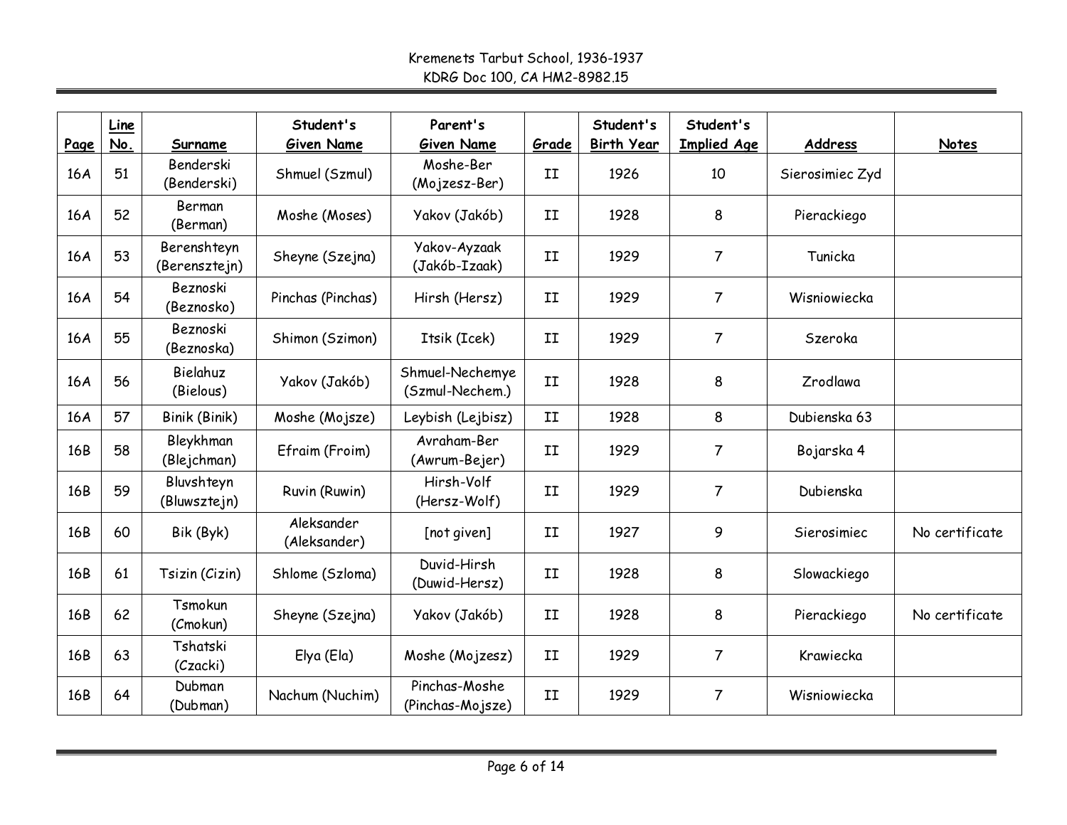| Page | Line No. | Surname | Student's Given Name | Parent's Given Name | Grade | Student's Birth Year | Student's Implied Age | Address | Notes |
|---|---|---|---|---|---|---|---|---|---|
| 16A | 51 | Benderski (Benderski) | Shmuel (Szmul) | Moshe-Ber (Mojzesz-Ber) | II | 1926 | 10 | Sierosimiec Zyd | |
| 16A | 52 | Berman (Berman) | Moshe (Moses) | Yakov (Jakób) | II | 1928 | 8 | Pierackiego | |
| 16A | 53 | Berenshteyn (Berensztejn) | Sheyne (Szejna) | Yakov-Ayzaak (Jakób-Izaak) | II | 1929 | 7 | Tunicka | |
| 16A | 54 | Beznoski (Beznosko) | Pinchas (Pinchas) | Hirsh (Hersz) | II | 1929 | 7 | Wisniowiecka | |
| 16A | 55 | Beznoski (Beznoska) | Shimon (Szimon) | Itsik (Icek) | II | 1929 | 7 | Szeroka | |
| 16A | 56 | Bielahuz (Bielous) | Yakov (Jakób) | Shmuel-Nechemye (Szmul-Nechem.) | II | 1928 | 8 | Zrodlawa | |
| 16A | 57 | Binik (Binik) | Moshe (Mojsze) | Leybish (Lejbisz) | II | 1928 | 8 | Dubienska 63 | |
| 16B | 58 | Bleykhman (Blejchman) | Efraim (Froim) | Avraham-Ber (Awrum-Bejer) | II | 1929 | 7 | Bojarska 4 | |
| 16B | 59 | Bluvshteyn (Bluwsztejn) | Ruvin (Ruwin) | Hirsh-Volf (Hersz-Wolf) | II | 1929 | 7 | Dubienska | |
| 16B | 60 | Bik (Byk) | Aleksander (Aleksander) | [not given] | II | 1927 | 9 | Sierosimiec | No certificate |
| 16B | 61 | Tsizin (Cizin) | Shlome (Szloma) | Duvid-Hirsh (Duwid-Hersz) | II | 1928 | 8 | Slowackiego | |
| 16B | 62 | Tsmokun (Cmokun) | Sheyne (Szejna) | Yakov (Jakób) | II | 1928 | 8 | Pierackiego | No certificate |
| 16B | 63 | Tshatski (Czacki) | Elya (Ela) | Moshe (Mojzesz) | II | 1929 | 7 | Krawiecka | |
| 16B | 64 | Dubman (Dubman) | Nachum (Nuchim) | Pinchas-Moshe (Pinchas-Mojsze) | II | 1929 | 7 | Wisniowiecka | |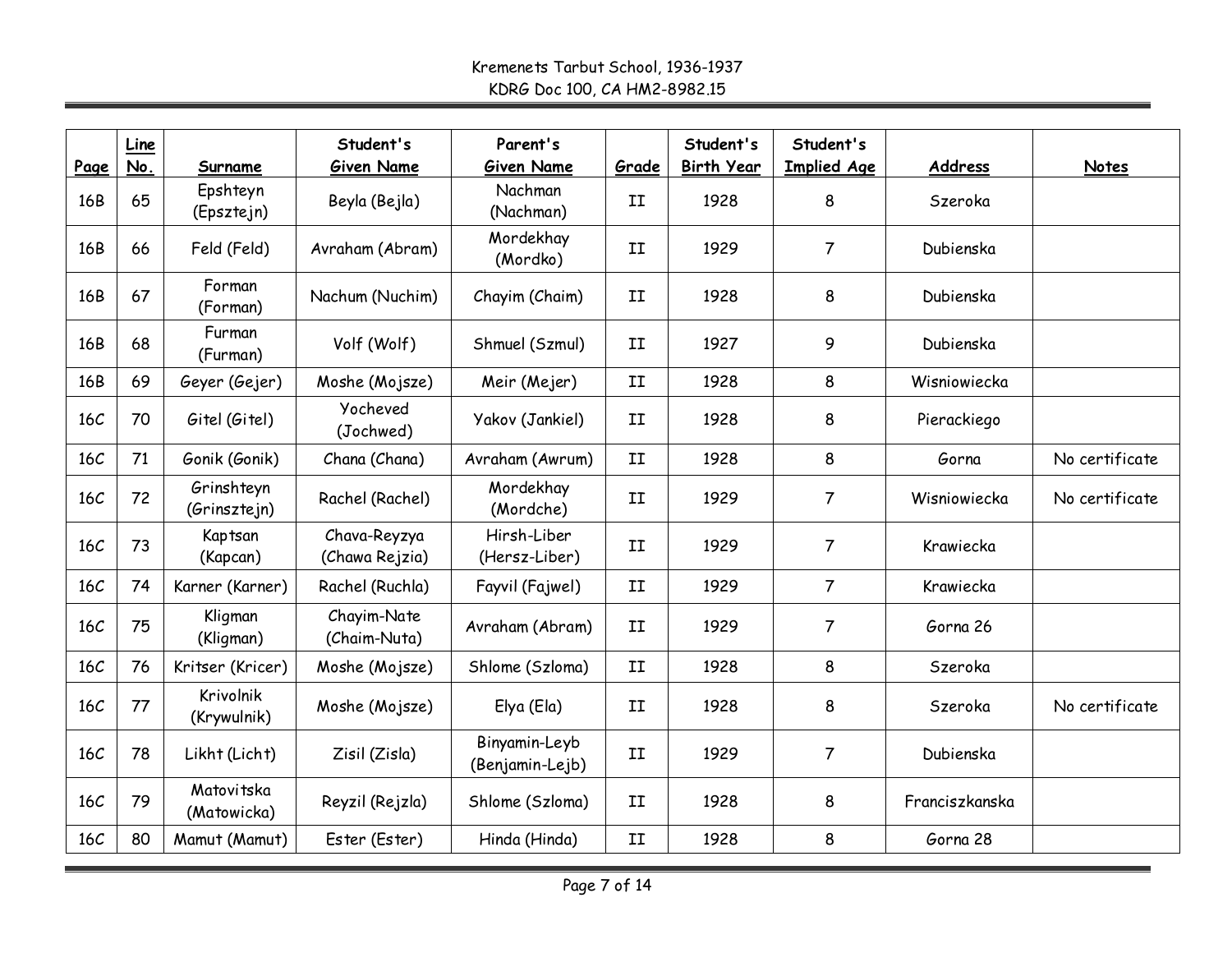| Page | Line No. | Surname | Student's Given Name | Parent's Given Name | Grade | Student's Birth Year | Student's Implied Age | Address | Notes |
|---|---|---|---|---|---|---|---|---|---|
| 16B | 65 | Epshteyn (Epsztejn) | Beyla (Bejla) | Nachman (Nachman) | II | 1928 | 8 | Szeroka | |
| 16B | 66 | Feld (Feld) | Avraham (Abram) | Mordekhay (Mordko) | II | 1929 | 7 | Dubienska | |
| 16B | 67 | Forman (Forman) | Nachum (Nuchim) | Chayim (Chaim) | II | 1928 | 8 | Dubienska | |
| 16B | 68 | Furman (Furman) | Volf (Wolf) | Shmuel (Szmul) | II | 1927 | 9 | Dubienska | |
| 16B | 69 | Geyer (Gejer) | Moshe (Mojsze) | Meir (Mejer) | II | 1928 | 8 | Wisniowiecka | |
| 16C | 70 | Gitel (Gitel) | Yocheved (Jochwed) | Yakov (Jankiel) | II | 1928 | 8 | Pierackiego | |
| 16C | 71 | Gonik (Gonik) | Chana (Chana) | Avraham (Awrum) | II | 1928 | 8 | Gorna | No certificate |
| 16C | 72 | Grinshteyn (Grinsztejn) | Rachel (Rachel) | Mordekhay (Mordche) | II | 1929 | 7 | Wisniowiecka | No certificate |
| 16C | 73 | Kaptsan (Kapcan) | Chava-Reyzya (Chawa Rejzia) | Hirsh-Liber (Hersz-Liber) | II | 1929 | 7 | Krawiecka | |
| 16C | 74 | Karner (Karner) | Rachel (Ruchla) | Fayvil (Fajwel) | II | 1929 | 7 | Krawiecka | |
| 16C | 75 | Kligman (Kligman) | Chayim-Nate (Chaim-Nuta) | Avraham (Abram) | II | 1929 | 7 | Gorna 26 | |
| 16C | 76 | Kritser (Kricer) | Moshe (Mojsze) | Shlome (Szloma) | II | 1928 | 8 | Szeroka | |
| 16C | 77 | Krivolnik (Krywulnik) | Moshe (Mojsze) | Elya (Ela) | II | 1928 | 8 | Szeroka | No certificate |
| 16C | 78 | Likht (Licht) | Zisil (Zisla) | Binyamin-Leyb (Benjamin-Lejb) | II | 1929 | 7 | Dubienska | |
| 16C | 79 | Matovitska (Matowicka) | Reyzil (Rejzla) | Shlome (Szloma) | II | 1928 | 8 | Franciszkanska | |
| 16C | 80 | Mamut (Mamut) | Ester (Ester) | Hinda (Hinda) | II | 1928 | 8 | Gorna 28 | |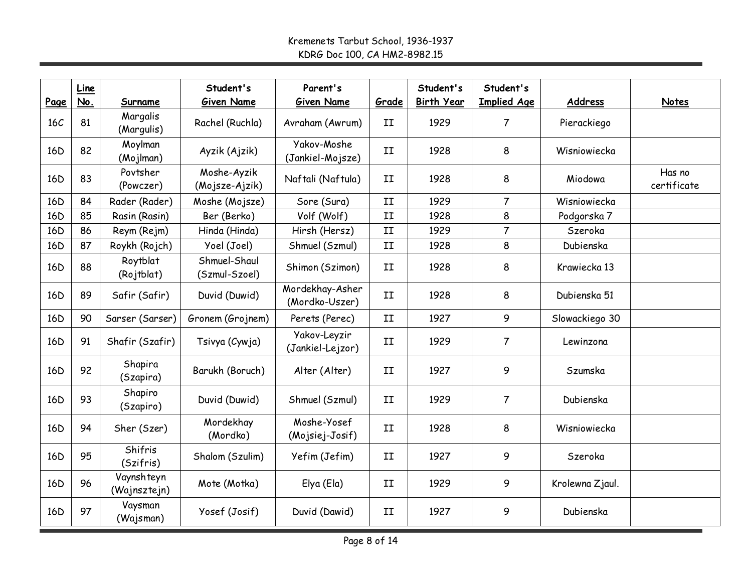| Page | Line No. | Surname | Student's Given Name | Parent's Given Name | Grade | Student's Birth Year | Student's Implied Age | Address | Notes |
|---|---|---|---|---|---|---|---|---|---|
| 16C | 81 | Margalis (Margulis) | Rachel (Ruchla) | Avraham (Awrum) | II | 1929 | 7 | Pierackiego | |
| 16D | 82 | Moylman (Mojlman) | Ayzik (Ajzik) | Yakov-Moshe (Jankiel-Mojsze) | II | 1928 | 8 | Wisniowiecka | |
| 16D | 83 | Povtsher (Powczer) | Moshe-Ayzik (Mojsze-Ajzik) | Naftali (Naftula) | II | 1928 | 8 | Miodowa | Has no certificate |
| 16D | 84 | Rader (Rader) | Moshe (Mojsze) | Sore (Sura) | II | 1929 | 7 | Wisniowiecka | |
| 16D | 85 | Rasin (Rasin) | Ber (Berko) | Volf (Wolf) | II | 1928 | 8 | Podgorska 7 | |
| 16D | 86 | Reym (Rejm) | Hinda (Hinda) | Hirsh (Hersz) | II | 1929 | 7 | Szeroka | |
| 16D | 87 | Roykh (Rojch) | Yoel (Joel) | Shmuel (Szmul) | II | 1928 | 8 | Dubienska | |
| 16D | 88 | Roytblat (Rojtblat) | Shmuel-Shaul (Szmul-Szoel) | Shimon (Szimon) | II | 1928 | 8 | Krawiecka 13 | |
| 16D | 89 | Safir (Safir) | Duvid (Duwid) | Mordekhay-Asher (Mordko-Uszer) | II | 1928 | 8 | Dubienska 51 | |
| 16D | 90 | Sarser (Sarser) | Gronem (Grojnem) | Perets (Perec) | II | 1927 | 9 | Slowackiego 30 | |
| 16D | 91 | Shafir (Szafir) | Tsivya (Cywja) | Yakov-Leyzir (Jankiel-Lejzor) | II | 1929 | 7 | Lewinzona | |
| 16D | 92 | Shapira (Szapira) | Barukh (Boruch) | Alter (Alter) | II | 1927 | 9 | Szumska | |
| 16D | 93 | Shapiro (Szapiro) | Duvid (Duwid) | Shmuel (Szmul) | II | 1929 | 7 | Dubienska | |
| 16D | 94 | Sher (Szer) | Mordekhay (Mordko) | Moshe-Yosef (Mojsiej-Josif) | II | 1928 | 8 | Wisniowiecka | |
| 16D | 95 | Shifris (Szifris) | Shalom (Szulim) | Yefim (Jefim) | II | 1927 | 9 | Szeroka | |
| 16D | 96 | Vaynshteyn (Wajnsztejn) | Mote (Motka) | Elya (Ela) | II | 1929 | 9 | Krolewna Zjaul. | |
| 16D | 97 | Vaysman (Wajsman) | Yosef (Josif) | Duvid (Dawid) | II | 1927 | 9 | Dubienska | |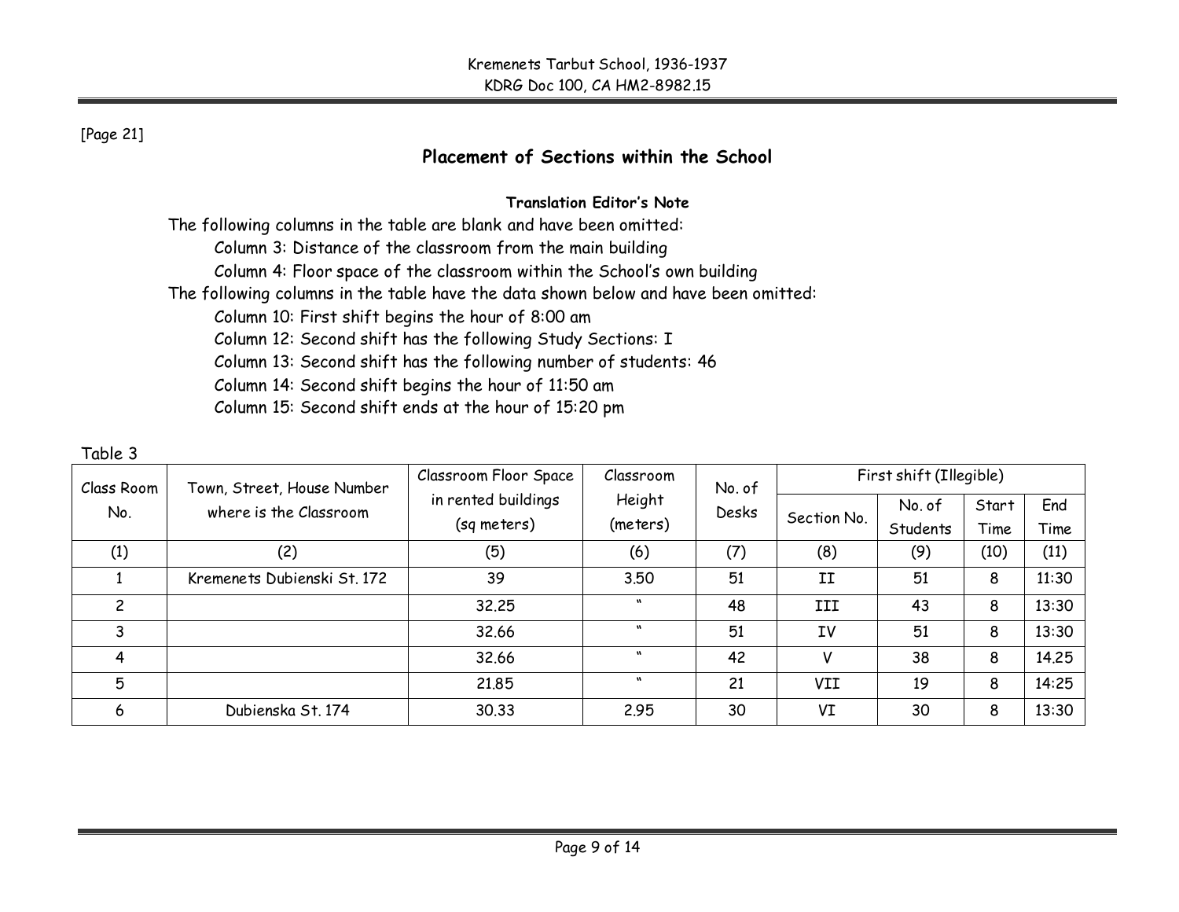[Page 21]

## Placement of Sections within the School

**Translation Editor's Note**

The following columns in the table are blank and have been omitted:

Column 3: Distance of the classroom from the main building

Column 4: Floor space of the classroom within the School's own building

The following columns in the table have the data shown below and have been omitted:

Column 10: First shift begins the hour of 8:00 am

Column 12: Second shift has the following Study Sections: I

Column 13: Second shift has the following number of students: 46

Column 14: Second shift begins the hour of 11:50 am

Column 15: Second shift ends at the hour of 15:20 pm

Table 3

| Class Room No. | Town, Street, House Number where is the Classroom | Classroom Floor Space in rented buildings (sq meters) | Classroom Height (meters) | No. of Desks | First shift (Illegible) | | | |
|---|---|---|---|---|---|---|---|---|
| | | | | | Section No. | No. of Students | Start Time | End Time |
| (1) | (2) | (5) | (6) | (7) | (8) | (9) | (10) | (11) |
| 1 | Kremenets Dubienski St. 172 | 39 | 3.50 | 51 | II | 51 | 8 | 11:30 |
| 2 | | 32.25 | " | 48 | III | 43 | 8 | 13:30 |
| 3 | | 32.66 | " | 51 | IV | 51 | 8 | 13:30 |
| 4 | | 32.66 | " | 42 | V | 38 | 8 | 14.25 |
| 5 | | 21.85 | " | 21 | VII | 19 | 8 | 14:25 |
| 6 | Dubienska St. 174 | 30.33 | 2.95 | 30 | VI | 30 | 8 | 13:30 |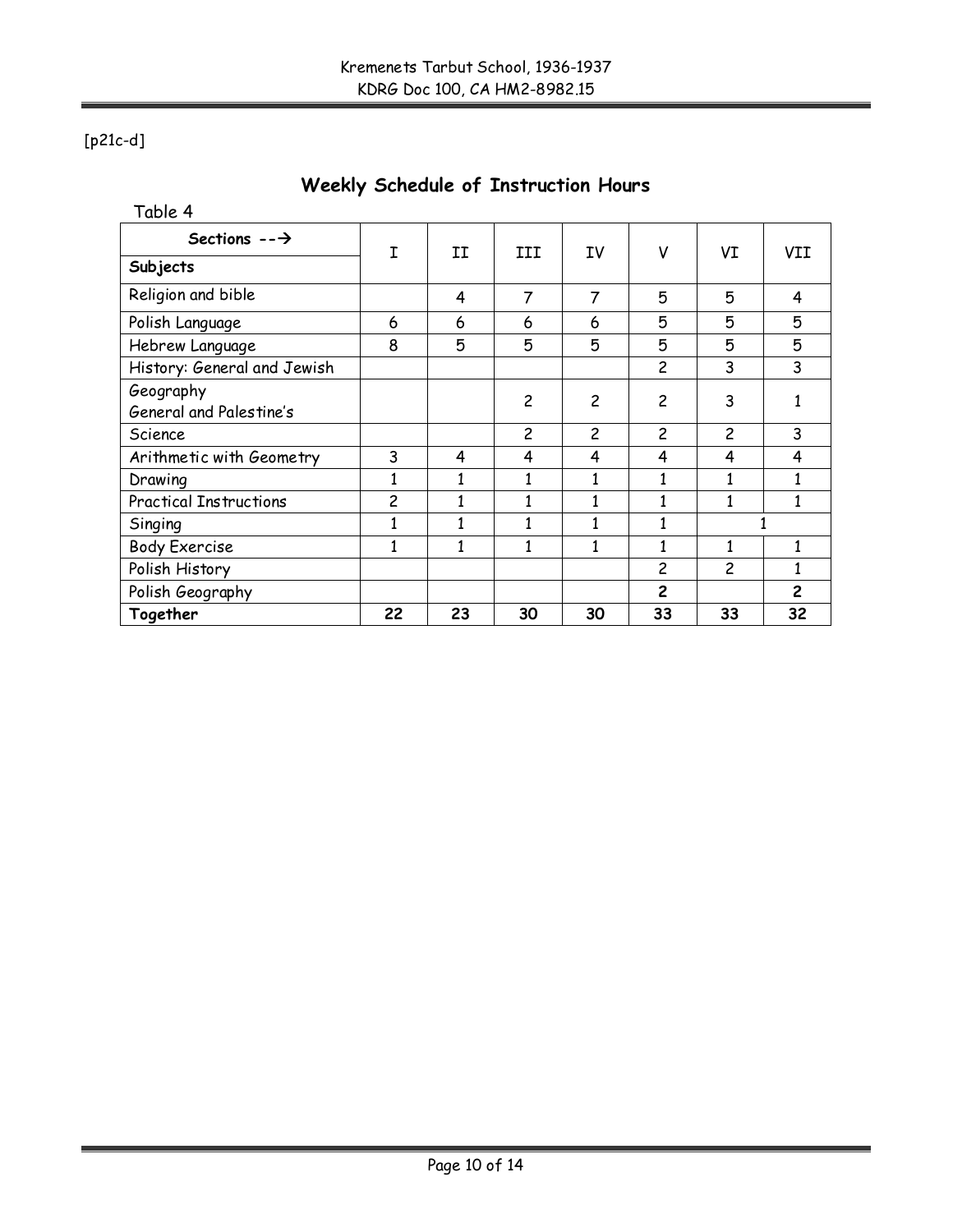[p21c-d]

## Weekly Schedule of Instruction Hours

Table 4

| Sections --→ / Subjects | I | II | III | IV | V | VI | VII |
|---|---|---|---|---|---|---|---|
| Religion and bible | | 4 | 7 | 7 | 5 | 5 | 4 |
| Polish Language | 6 | 6 | 6 | 6 | 5 | 5 | 5 |
| Hebrew Language | 8 | 5 | 5 | 5 | 5 | 5 | 5 |
| History: General and Jewish | | | | | 2 | 3 | 3 |
| Geography General and Palestine's | | | 2 | 2 | 2 | 3 | 1 |
| Science | | | 2 | 2 | 2 | 2 | 3 |
| Arithmetic with Geometry | 3 | 4 | 4 | 4 | 4 | 4 | 4 |
| Drawing | 1 | 1 | 1 | 1 | 1 | 1 | 1 |
| Practical Instructions | 2 | 1 | 1 | 1 | 1 | 1 | 1 |
| Singing | 1 | 1 | 1 | 1 | 1 | 1 | |
| Body Exercise | 1 | 1 | 1 | 1 | 1 | 1 | 1 |
| Polish History | | | | | 2 | 2 | 1 |
| Polish Geography | | | | | **2** | | **2** |
| **Together** | **22** | **23** | **30** | **30** | **33** | **33** | **32** |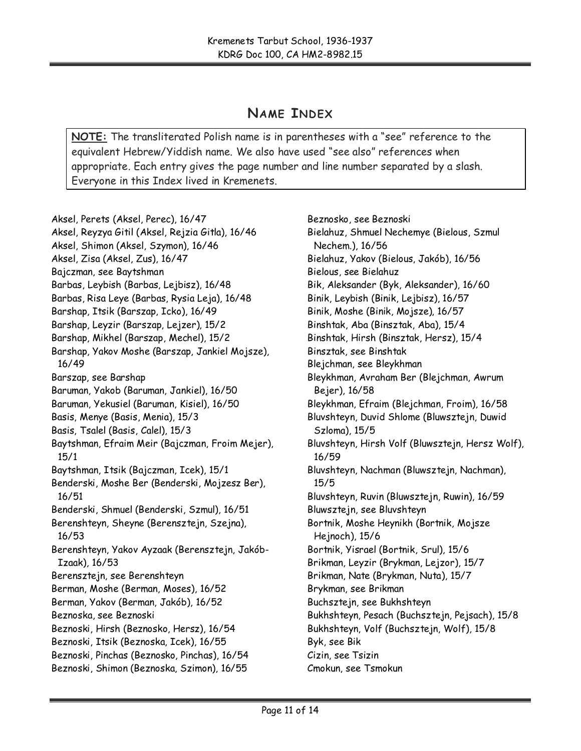## Name Index

**NOTE:** The transliterated Polish name is in parentheses with a "see" reference to the equivalent Hebrew/Yiddish name. We also have used "see also" references when appropriate. Each entry gives the page number and line number separated by a slash. Everyone in this Index lived in Kremenets.

Aksel, Perets (Aksel, Perec), 16/47
Aksel, Reyzya Gitil (Aksel, Rejzia Gitla), 16/46
Aksel, Shimon (Aksel, Szymon), 16/46
Aksel, Zisa (Aksel, Zus), 16/47
Bajczman, see Baytshman
Barbas, Leybish (Barbas, Lejbisz), 16/48
Barbas, Risa Leye (Barbas, Rysia Leja), 16/48
Barshap, Itsik (Barszap, Icko), 16/49
Barshap, Leyzir (Barszap, Lejzer), 15/2
Barshap, Mikhel (Barszap, Mechel), 15/2
Barshap, Yakov Moshe (Barszap, Jankiel Mojsze), 16/49
Barszap, see Barshap
Baruman, Yakob (Baruman, Jankiel), 16/50
Baruman, Yekusiel (Baruman, Kisiel), 16/50
Basis, Menye (Basis, Menia), 15/3
Basis, Tsalel (Basis, Calel), 15/3
Baytshman, Efraim Meir (Bajczman, Froim Mejer), 15/1
Baytshman, Itsik (Bajczman, Icek), 15/1
Benderski, Moshe Ber (Benderski, Mojzesz Ber), 16/51
Benderski, Shmuel (Benderski, Szmul), 16/51
Berenshteyn, Sheyne (Berensztejn, Szejna), 16/53
Berenshteyn, Yakov Ayzaak (Berensztejn, Jakób-Izaak), 16/53
Berensztejn, see Berenshteyn
Berman, Moshe (Berman, Moses), 16/52
Berman, Yakov (Berman, Jakób), 16/52
Beznoska, see Beznoski
Beznoski, Hirsh (Beznosko, Hersz), 16/54
Beznoski, Itsik (Beznoska, Icek), 16/55
Beznoski, Pinchas (Beznosko, Pinchas), 16/54
Beznoski, Shimon (Beznoska, Szimon), 16/55
Beznosko, see Beznoski
Bielahuz, Shmuel Nechemye (Bielous, Szmul Nechem.), 16/56
Bielahuz, Yakov (Bielous, Jakób), 16/56
Bielous, see Bielahuz
Bik, Aleksander (Byk, Aleksander), 16/60
Binik, Leybish (Binik, Lejbisz), 16/57
Binik, Moshe (Binik, Mojsze), 16/57
Binshtak, Aba (Binsztak, Aba), 15/4
Binshtak, Hirsh (Binsztak, Hersz), 15/4
Binsztak, see Binshtak
Blejchman, see Bleykhman
Bleykhman, Avraham Ber (Blejchman, Awrum Bejer), 16/58
Bleykhman, Efraim (Blejchman, Froim), 16/58
Bluvshteyn, Duvid Shlome (Bluwsztejn, Duwid Szloma), 15/5
Bluvshteyn, Hirsh Volf (Bluwsztejn, Hersz Wolf), 16/59
Bluvshteyn, Nachman (Bluwsztejn, Nachman), 15/5
Bluvshteyn, Ruvin (Bluwsztejn, Ruwin), 16/59
Bluwsztejn, see Bluvshteyn
Bortnik, Moshe Heynikh (Bortnik, Mojsze Hejnoch), 15/6
Bortnik, Yisrael (Bortnik, Srul), 15/6
Brikman, Leyzir (Brykman, Lejzor), 15/7
Brikman, Nate (Brykman, Nuta), 15/7
Brykman, see Brikman
Buchsztejn, see Bukhshteyn
Bukhshteyn, Pesach (Buchsztejn, Pejsach), 15/8
Bukhshteyn, Volf (Buchsztejn, Wolf), 15/8
Byk, see Bik
Cizin, see Tsizin
Cmokun, see Tsmokun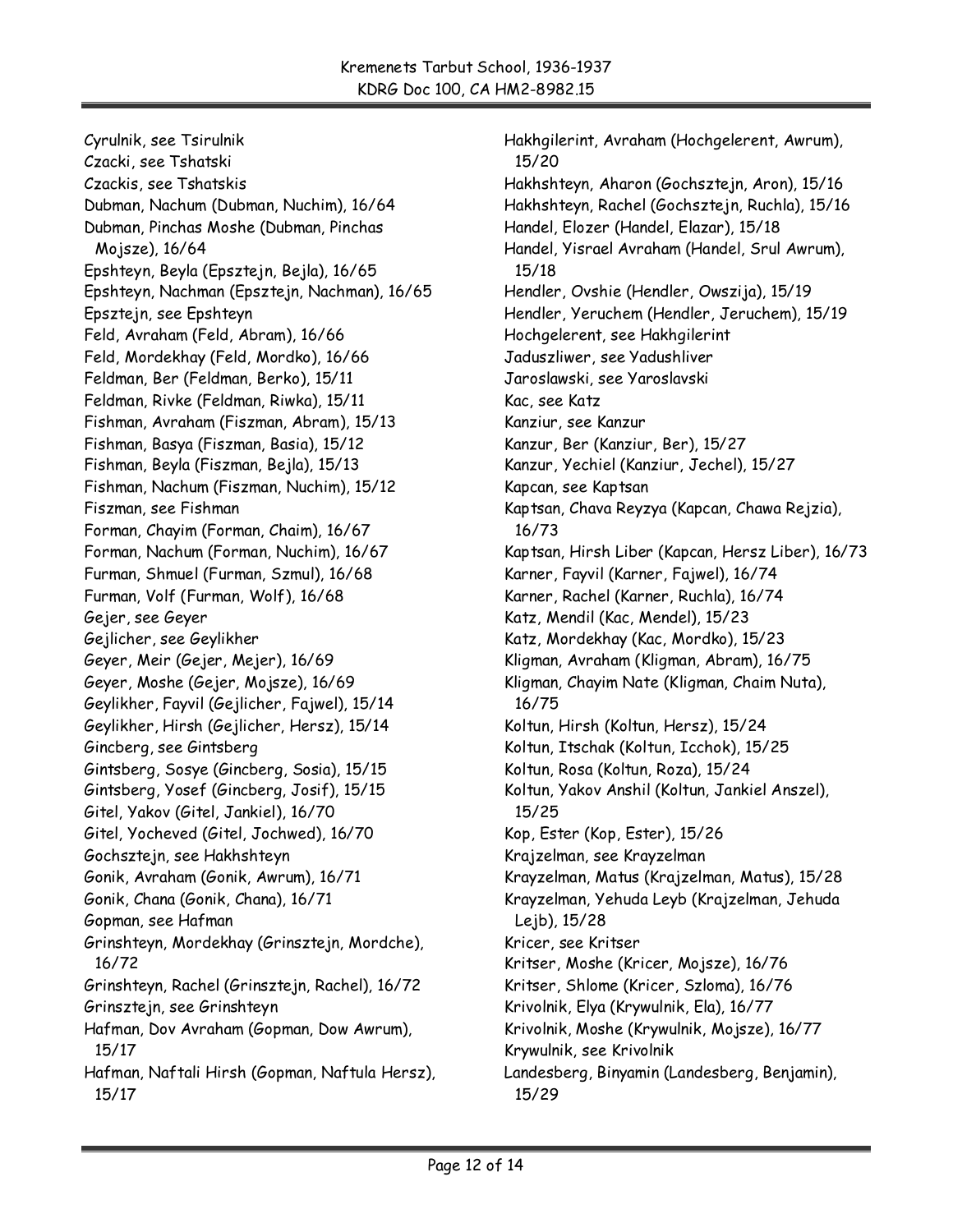Cyrulnik, see Tsirulnik
Czacki, see Tshatski
Czackis, see Tshatskis
Dubman, Nachum (Dubman, Nuchim), 16/64
Dubman, Pinchas Moshe (Dubman, Pinchas Mojsze), 16/64
Epshteyn, Beyla (Epsztejn, Bejla), 16/65
Epshteyn, Nachman (Epsztejn, Nachman), 16/65
Epsztejn, see Epshteyn
Feld, Avraham (Feld, Abram), 16/66
Feld, Mordekhay (Feld, Mordko), 16/66
Feldman, Ber (Feldman, Berko), 15/11
Feldman, Rivke (Feldman, Riwka), 15/11
Fishman, Avraham (Fiszman, Abram), 15/13
Fishman, Basya (Fiszman, Basia), 15/12
Fishman, Beyla (Fiszman, Bejla), 15/13
Fishman, Nachum (Fiszman, Nuchim), 15/12
Fiszman, see Fishman
Forman, Chayim (Forman, Chaim), 16/67
Forman, Nachum (Forman, Nuchim), 16/67
Furman, Shmuel (Furman, Szmul), 16/68
Furman, Volf (Furman, Wolf), 16/68
Gejer, see Geyer
Gejlicher, see Geylikher
Geyer, Meir (Gejer, Mejer), 16/69
Geyer, Moshe (Gejer, Mojsze), 16/69
Geylikher, Fayvil (Gejlicher, Fajwel), 15/14
Geylikher, Hirsh (Gejlicher, Hersz), 15/14
Gincberg, see Gintsberg
Gintsberg, Sosye (Gincberg, Sosia), 15/15
Gintsberg, Yosef (Gincberg, Josif), 15/15
Gitel, Yakov (Gitel, Jankiel), 16/70
Gitel, Yocheved (Gitel, Jochwed), 16/70
Gochsztejn, see Hakhshteyn
Gonik, Avraham (Gonik, Awrum), 16/71
Gonik, Chana (Gonik, Chana), 16/71
Gopman, see Hafman
Grinshteyn, Mordekhay (Grinsztejn, Mordche), 16/72
Grinshteyn, Rachel (Grinsztejn, Rachel), 16/72
Grinsztejn, see Grinshteyn
Hafman, Dov Avraham (Gopman, Dow Awrum), 15/17
Hafman, Naftali Hirsh (Gopman, Naftula Hersz), 15/17
Hakhgilerint, Avraham (Hochgelerent, Awrum), 15/20
Hakhshteyn, Aharon (Gochsztejn, Aron), 15/16
Hakhshteyn, Rachel (Gochsztejn, Ruchla), 15/16
Handel, Elozer (Handel, Elazar), 15/18
Handel, Yisrael Avraham (Handel, Srul Awrum), 15/18
Hendler, Ovshie (Hendler, Owszija), 15/19
Hendler, Yeruchem (Hendler, Jeruchem), 15/19
Hochgelerent, see Hakhgilerint
Jaduszliwer, see Yadushliver
Jaroslawski, see Yaroslavski
Kac, see Katz
Kanziur, see Kanzur
Kanzur, Ber (Kanziur, Ber), 15/27
Kanzur, Yechiel (Kanziur, Jechel), 15/27
Kapcan, see Kaptsan
Kaptsan, Chava Reyzya (Kapcan, Chawa Rejzia), 16/73
Kaptsan, Hirsh Liber (Kapcan, Hersz Liber), 16/73
Karner, Fayvil (Karner, Fajwel), 16/74
Karner, Rachel (Karner, Ruchla), 16/74
Katz, Mendil (Kac, Mendel), 15/23
Katz, Mordekhay (Kac, Mordko), 15/23
Kligman, Avraham (Kligman, Abram), 16/75
Kligman, Chayim Nate (Kligman, Chaim Nuta), 16/75
Koltun, Hirsh (Koltun, Hersz), 15/24
Koltun, Itschak (Koltun, Icchok), 15/25
Koltun, Rosa (Koltun, Roza), 15/24
Koltun, Yakov Anshil (Koltun, Jankiel Anszel), 15/25
Kop, Ester (Kop, Ester), 15/26
Krajzelman, see Krayzelman
Krayzelman, Matus (Krajzelman, Matus), 15/28
Krayzelman, Yehuda Leyb (Krajzelman, Jehuda Lejb), 15/28
Kricer, see Kritser
Kritser, Moshe (Kricer, Mojsze), 16/76
Kritser, Shlome (Kricer, Szloma), 16/76
Krivolnik, Elya (Krywulnik, Ela), 16/77
Krivolnik, Moshe (Krywulnik, Mojsze), 16/77
Krywulnik, see Krivolnik
Landesberg, Binyamin (Landesberg, Benjamin), 15/29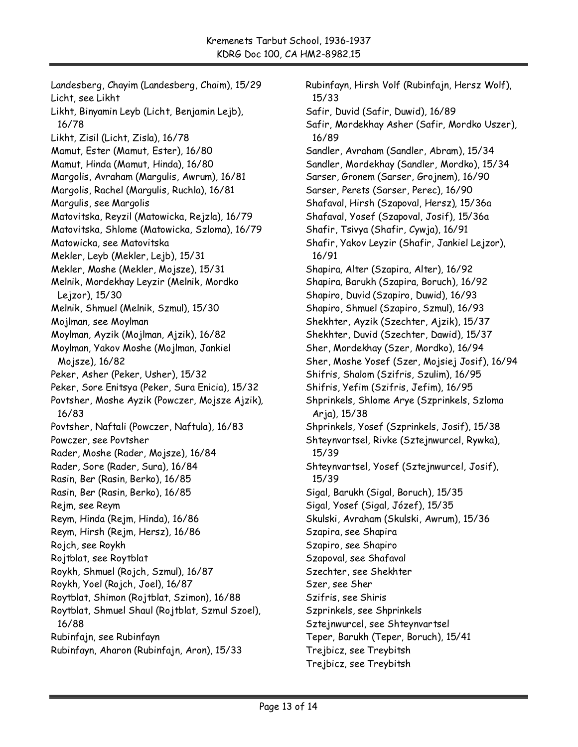Landesberg, Chayim (Landesberg, Chaim), 15/29
Licht, see Likht
Likht, Binyamin Leyb (Licht, Benjamin Lejb), 16/78
Likht, Zisil (Licht, Zisla), 16/78
Mamut, Ester (Mamut, Ester), 16/80
Mamut, Hinda (Mamut, Hinda), 16/80
Margolis, Avraham (Margulis, Awrum), 16/81
Margolis, Rachel (Margulis, Ruchla), 16/81
Margulis, see Margolis
Matovitska, Reyzil (Matowicka, Rejzla), 16/79
Matovitska, Shlome (Matowicka, Szloma), 16/79
Matowicka, see Matovitska
Mekler, Leyb (Mekler, Lejb), 15/31
Mekler, Moshe (Mekler, Mojsze), 15/31
Melnik, Mordekhay Leyzir (Melnik, Mordko Lejzor), 15/30
Melnik, Shmuel (Melnik, Szmul), 15/30
Mojlman, see Moylman
Moylman, Ayzik (Mojlman, Ajzik), 16/82
Moylman, Yakov Moshe (Mojlman, Jankiel Mojsze), 16/82
Peker, Asher (Peker, Usher), 15/32
Peker, Sore Enitsya (Peker, Sura Enicia), 15/32
Povtsher, Moshe Ayzik (Powczer, Mojsze Ajzik), 16/83
Povtsher, Naftali (Powczer, Naftula), 16/83
Powczer, see Povtsher
Rader, Moshe (Rader, Mojsze), 16/84
Rader, Sore (Rader, Sura), 16/84
Rasin, Ber (Rasin, Berko), 16/85
Rasin, Ber (Rasin, Berko), 16/85
Rejm, see Reym
Reym, Hinda (Rejm, Hinda), 16/86
Reym, Hirsh (Rejm, Hersz), 16/86
Rojch, see Roykh
Rojtblat, see Roytblat
Roykh, Shmuel (Rojch, Szmul), 16/87
Roykh, Yoel (Rojch, Joel), 16/87
Roytblat, Shimon (Rojtblat, Szimon), 16/88
Roytblat, Shmuel Shaul (Rojtblat, Szmul Szoel), 16/88
Rubinfajn, see Rubinfayn
Rubinfayn, Aharon (Rubinfajn, Aron), 15/33
Rubinfayn, Hirsh Volf (Rubinfajn, Hersz Wolf), 15/33
Safir, Duvid (Safir, Duwid), 16/89
Safir, Mordekhay Asher (Safir, Mordko Uszer), 16/89
Sandler, Avraham (Sandler, Abram), 15/34
Sandler, Mordekhay (Sandler, Mordko), 15/34
Sarser, Gronem (Sarser, Grojnem), 16/90
Sarser, Perets (Sarser, Perec), 16/90
Shafaval, Hirsh (Szapoval, Hersz), 15/36a
Shafaval, Yosef (Szapoval, Josif), 15/36a
Shafir, Tsivya (Shafir, Cywja), 16/91
Shafir, Yakov Leyzir (Shafir, Jankiel Lejzor), 16/91
Shapira, Alter (Szapira, Alter), 16/92
Shapira, Barukh (Szapira, Boruch), 16/92
Shapiro, Duvid (Szapiro, Duwid), 16/93
Shapiro, Shmuel (Szapiro, Szmul), 16/93
Shekhter, Ayzik (Szechter, Ajzik), 15/37
Shekhter, Duvid (Szechter, Dawid), 15/37
Sher, Mordekhay (Szer, Mordko), 16/94
Sher, Moshe Yosef (Szer, Mojsiej Josif), 16/94
Shifris, Shalom (Szifris, Szulim), 16/95
Shifris, Yefim (Szifris, Jefim), 16/95
Shprinkels, Shlome Arye (Szprinkels, Szloma Arja), 15/38
Shprinkels, Yosef (Szprinkels, Josif), 15/38
Shteynvartsel, Rivke (Sztejnwurcel, Rywka), 15/39
Shteynvartsel, Yosef (Sztejnwurcel, Josif), 15/39
Sigal, Barukh (Sigal, Boruch), 15/35
Sigal, Yosef (Sigal, Józef), 15/35
Skulski, Avraham (Skulski, Awrum), 15/36
Szapira, see Shapira
Szapiro, see Shapiro
Szapoval, see Shafaval
Szechter, see Shekhter
Szer, see Sher
Szifris, see Shiris
Szprinkels, see Shprinkels
Sztejnwurcel, see Shteynvartsel
Teper, Barukh (Teper, Boruch), 15/41
Trejbicz, see Treybitsh
Trejbicz, see Treybitsh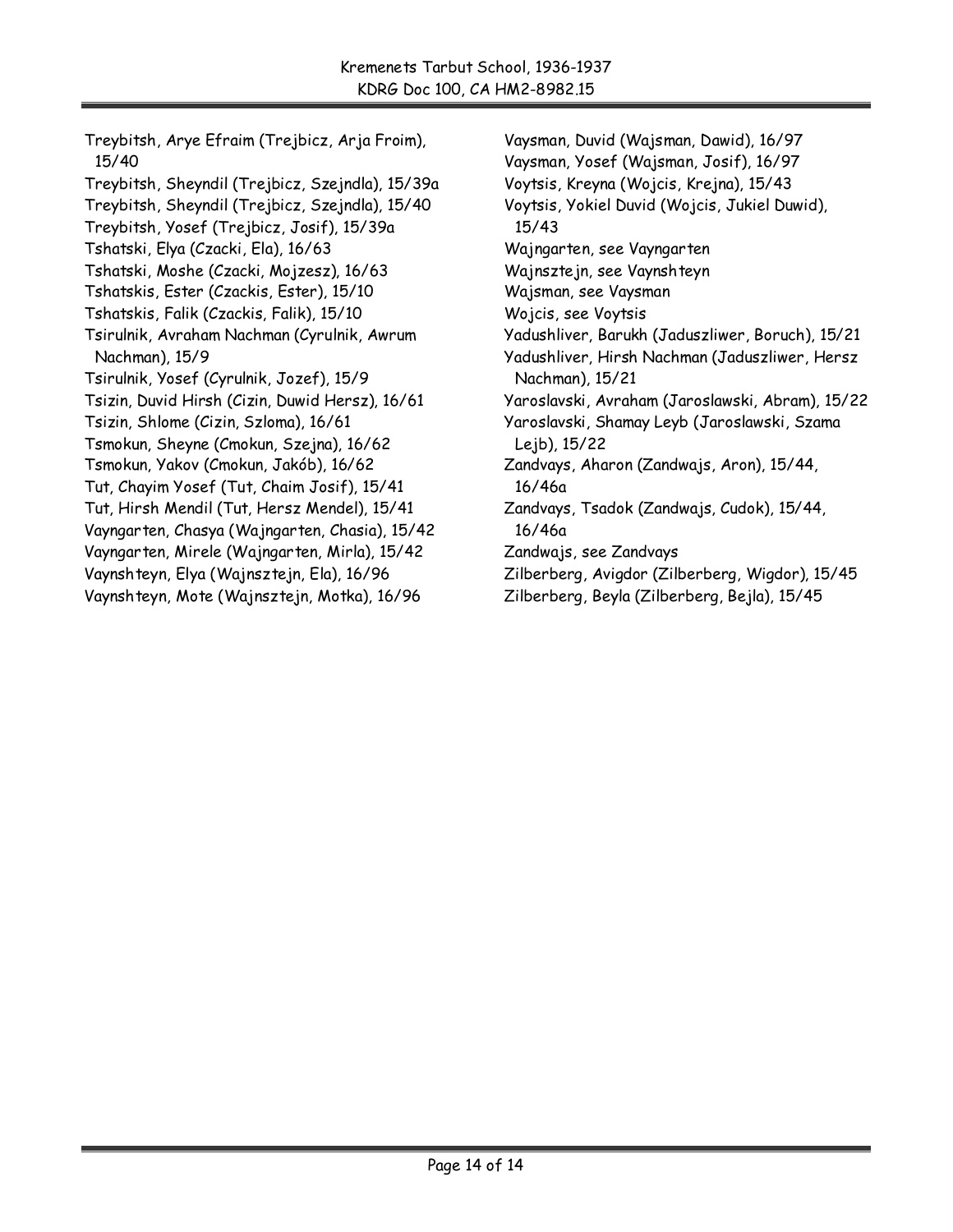Treybitsh, Arye Efraim (Trejbicz, Arja Froim), 15/40
Treybitsh, Sheyndil (Trejbicz, Szejndla), 15/39a
Treybitsh, Sheyndil (Trejbicz, Szejndla), 15/40
Treybitsh, Yosef (Trejbicz, Josif), 15/39a
Tshatski, Elya (Czacki, Ela), 16/63
Tshatski, Moshe (Czacki, Mojzesz), 16/63
Tshatskis, Ester (Czackis, Ester), 15/10
Tshatskis, Falik (Czackis, Falik), 15/10
Tsirulnik, Avraham Nachman (Cyrulnik, Awrum Nachman), 15/9
Tsirulnik, Yosef (Cyrulnik, Jozef), 15/9
Tsizin, Duvid Hirsh (Cizin, Duwid Hersz), 16/61
Tsizin, Shlome (Cizin, Szloma), 16/61
Tsmokun, Sheyne (Cmokun, Szejna), 16/62
Tsmokun, Yakov (Cmokun, Jakób), 16/62
Tut, Chayim Yosef (Tut, Chaim Josif), 15/41
Tut, Hirsh Mendil (Tut, Hersz Mendel), 15/41
Vayngarten, Chasya (Wajngarten, Chasia), 15/42
Vayngarten, Mirele (Wajngarten, Mirla), 15/42
Vaynshteyn, Elya (Wajnsztejn, Ela), 16/96
Vaynshteyn, Mote (Wajnsztejn, Motka), 16/96
Vaysman, Duvid (Wajsman, Dawid), 16/97
Vaysman, Yosef (Wajsman, Josif), 16/97
Voytsis, Kreyna (Wojcis, Krejna), 15/43
Voytsis, Yokiel Duvid (Wojcis, Jukiel Duwid), 15/43
Wajngarten, see Vayngarten
Wajnsztejn, see Vaynshteyn
Wajsman, see Vaysman
Wojcis, see Voytsis
Yadushliver, Barukh (Jaduszliwer, Boruch), 15/21
Yadushliver, Hirsh Nachman (Jaduszliwer, Hersz Nachman), 15/21
Yaroslavski, Avraham (Jaroslawski, Abram), 15/22
Yaroslavski, Shamay Leyb (Jaroslawski, Szama Lejb), 15/22
Zandvays, Aharon (Zandwajs, Aron), 15/44, 16/46a
Zandvays, Tsadok (Zandwajs, Cudok), 15/44, 16/46a
Zandwajs, see Zandvays
Zilberberg, Avigdor (Zilberberg, Wigdor), 15/45
Zilberberg, Beyla (Zilberberg, Bejla), 15/45